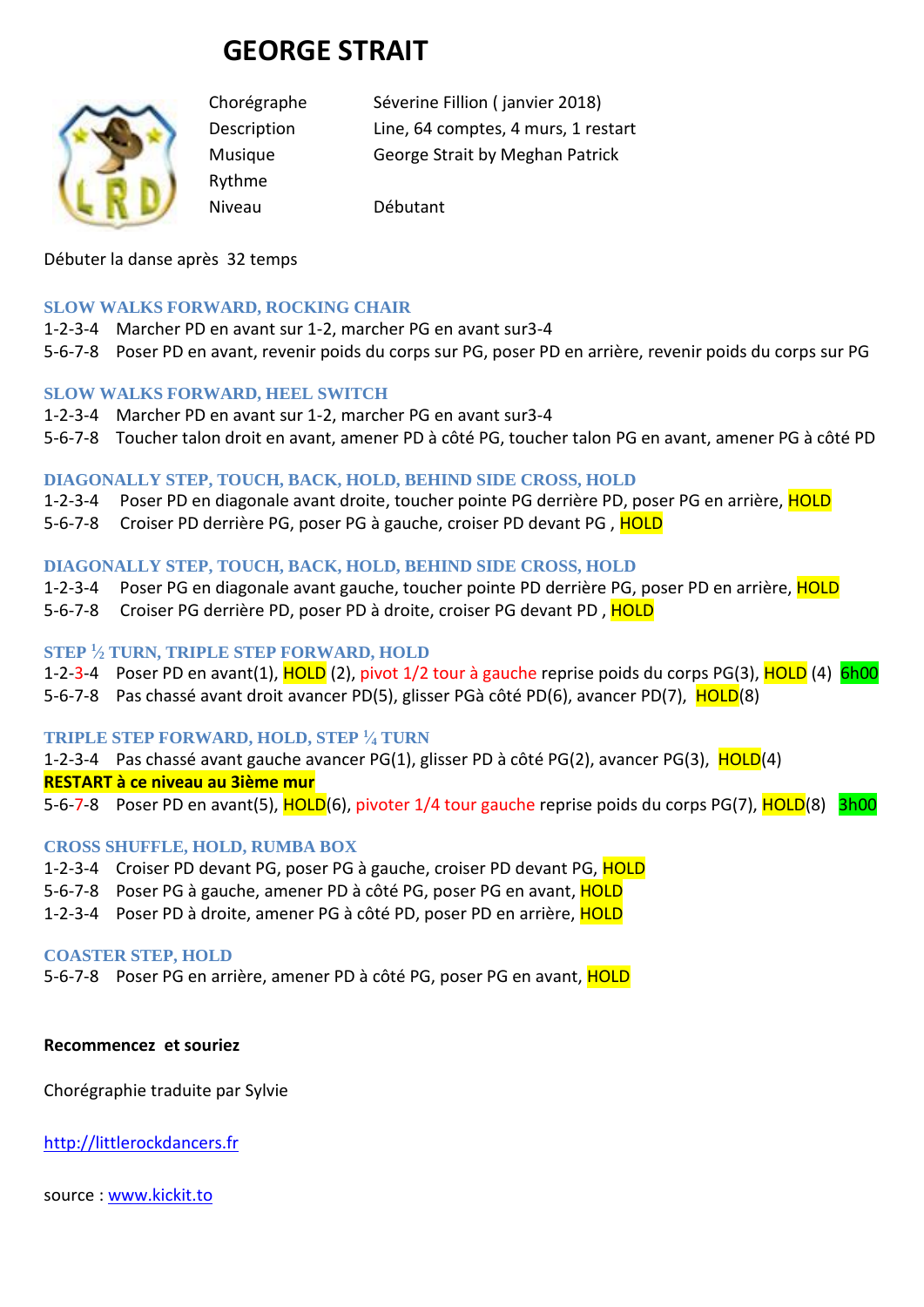# GEORGE STRAIT

| | |
|---|---|
| Chorégraphe | Séverine Fillion ( janvier 2018) |
| Description | Line, 64 comptes, 4 murs, 1 restart |
| Musique | George Strait by Meghan Patrick |
| Rythme | |
| Niveau | Débutant |

Débuter la danse après 32 temps

### SLOW WALKS FORWARD, ROCKING CHAIR

1-2-3-4 Marcher PD en avant sur 1-2, marcher PG en avant sur3-4
5-6-7-8 Poser PD en avant, revenir poids du corps sur PG, poser PD en arrière, revenir poids du corps sur PG

### SLOW WALKS FORWARD, HEEL SWITCH

1-2-3-4 Marcher PD en avant sur 1-2, marcher PG en avant sur3-4
5-6-7-8 Toucher talon droit en avant, amener PD à côté PG, toucher talon PG en avant, amener PG à côté PD

### DIAGONALLY STEP, TOUCH, BACK, HOLD, BEHIND SIDE CROSS, HOLD

1-2-3-4 Poser PD en diagonale avant droite, toucher pointe PG derrière PD, poser PG en arrière, HOLD
5-6-7-8 Croiser PD derrière PG, poser PG à gauche, croiser PD devant PG , HOLD

### DIAGONALLY STEP, TOUCH, BACK, HOLD, BEHIND SIDE CROSS, HOLD

1-2-3-4 Poser PG en diagonale avant gauche, toucher pointe PD derrière PG, poser PD en arrière, HOLD
5-6-7-8 Croiser PG derrière PD, poser PD à droite, croiser PG devant PD , HOLD

### STEP ½ TURN, TRIPLE STEP FORWARD, HOLD

1-2-3-4 Poser PD en avant(1), HOLD (2), pivot 1/2 tour à gauche reprise poids du corps PG(3), HOLD (4) 6h00
5-6-7-8 Pas chassé avant droit avancer PD(5), glisser PGà côté PD(6), avancer PD(7), HOLD(8)

### TRIPLE STEP FORWARD, HOLD, STEP ¼ TURN

1-2-3-4 Pas chassé avant gauche avancer PG(1), glisser PD à côté PG(2), avancer PG(3), HOLD(4)
**RESTART à ce niveau au 3ième mur**
5-6-7-8 Poser PD en avant(5), HOLD(6), pivoter 1/4 tour gauche reprise poids du corps PG(7), HOLD(8) 3h00

### CROSS SHUFFLE, HOLD, RUMBA BOX

1-2-3-4 Croiser PD devant PG, poser PG à gauche, croiser PD devant PG, HOLD
5-6-7-8 Poser PG à gauche, amener PD à côté PG, poser PG en avant, HOLD
1-2-3-4 Poser PD à droite, amener PG à côté PD, poser PD en arrière, HOLD

### COASTER STEP, HOLD

5-6-7-8 Poser PG en arrière, amener PD à côté PG, poser PG en avant, HOLD

**Recommencez et souriez**

Chorégraphie traduite par Sylvie

[http://littlerockdancers.fr](http://littlerockdancers.fr)

source : [www.kickit.to](http://www.kickit.to)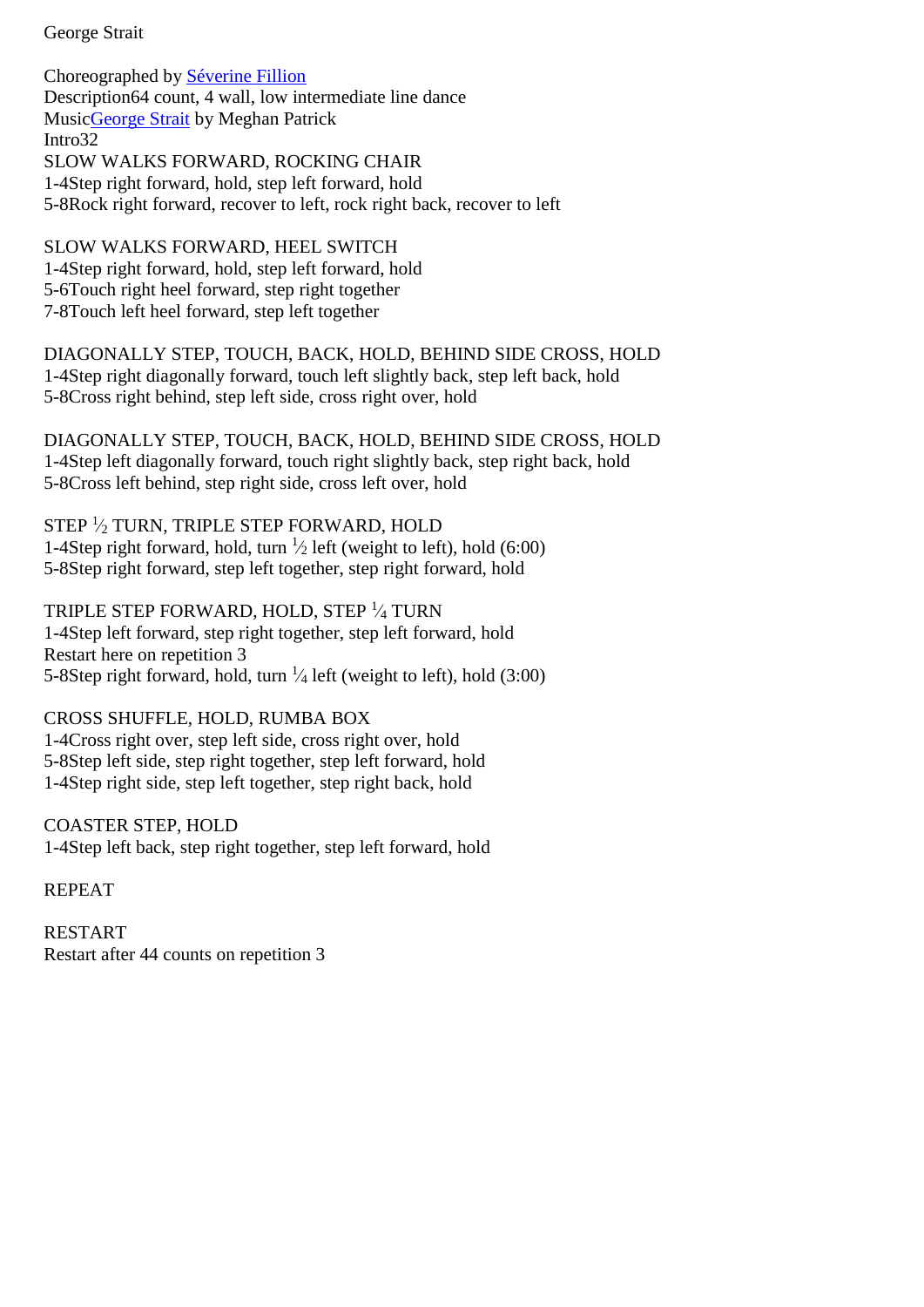George Strait

Choreographed by Séverine Fillion
Description64 count, 4 wall, low intermediate line dance
MusicGeorge Strait by Meghan Patrick
Intro32

SLOW WALKS FORWARD, ROCKING CHAIR
1-4Step right forward, hold, step left forward, hold
5-8Rock right forward, recover to left, rock right back, recover to left

SLOW WALKS FORWARD, HEEL SWITCH
1-4Step right forward, hold, step left forward, hold
5-6Touch right heel forward, step right together
7-8Touch left heel forward, step left together

DIAGONALLY STEP, TOUCH, BACK, HOLD, BEHIND SIDE CROSS, HOLD
1-4Step right diagonally forward, touch left slightly back, step left back, hold
5-8Cross right behind, step left side, cross right over, hold

DIAGONALLY STEP, TOUCH, BACK, HOLD, BEHIND SIDE CROSS, HOLD
1-4Step left diagonally forward, touch right slightly back, step right back, hold
5-8Cross left behind, step right side, cross left over, hold

STEP ½ TURN, TRIPLE STEP FORWARD, HOLD
1-4Step right forward, hold, turn ½ left (weight to left), hold (6:00)
5-8Step right forward, step left together, step right forward, hold

TRIPLE STEP FORWARD, HOLD, STEP ¼ TURN
1-4Step left forward, step right together, step left forward, hold
Restart here on repetition 3
5-8Step right forward, hold, turn ¼ left (weight to left), hold (3:00)

CROSS SHUFFLE, HOLD, RUMBA BOX
1-4Cross right over, step left side, cross right over, hold
5-8Step left side, step right together, step left forward, hold
1-4Step right side, step left together, step right back, hold

COASTER STEP, HOLD
1-4Step left back, step right together, step left forward, hold

REPEAT

RESTART
Restart after 44 counts on repetition 3